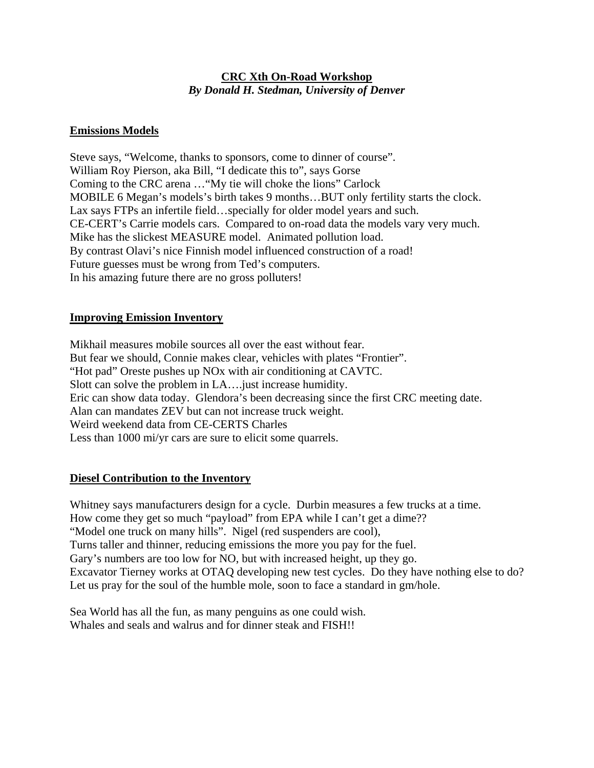**CRC Xth On-Road Workshop**
***By Donald H. Stedman, University of Denver***

## Emissions Models

Steve says, "Welcome, thanks to sponsors, come to dinner of course".
William Roy Pierson, aka Bill, "I dedicate this to", says Gorse
Coming to the CRC arena …"My tie will choke the lions" Carlock
MOBILE 6 Megan's models's birth takes 9 months…BUT only fertility starts the clock.
Lax says FTPs an infertile field…specially for older model years and such.
CE-CERT's Carrie models cars. Compared to on-road data the models vary very much.
Mike has the slickest MEASURE model. Animated pollution load.
By contrast Olavi's nice Finnish model influenced construction of a road!
Future guesses must be wrong from Ted's computers.
In his amazing future there are no gross polluters!

## Improving Emission Inventory

Mikhail measures mobile sources all over the east without fear.
But fear we should, Connie makes clear, vehicles with plates "Frontier".
"Hot pad" Oreste pushes up NOx with air conditioning at CAVTC.
Slott can solve the problem in LA….just increase humidity.
Eric can show data today. Glendora's been decreasing since the first CRC meeting date.
Alan can mandates ZEV but can not increase truck weight.
Weird weekend data from CE-CERTS Charles
Less than 1000 mi/yr cars are sure to elicit some quarrels.

## Diesel Contribution to the Inventory

Whitney says manufacturers design for a cycle. Durbin measures a few trucks at a time.
How come they get so much "payload" from EPA while I can't get a dime??
"Model one truck on many hills". Nigel (red suspenders are cool),
Turns taller and thinner, reducing emissions the more you pay for the fuel.
Gary's numbers are too low for NO, but with increased height, up they go.
Excavator Tierney works at OTAQ developing new test cycles. Do they have nothing else to do?
Let us pray for the soul of the humble mole, soon to face a standard in gm/hole.

Sea World has all the fun, as many penguins as one could wish.
Whales and seals and walrus and for dinner steak and FISH!!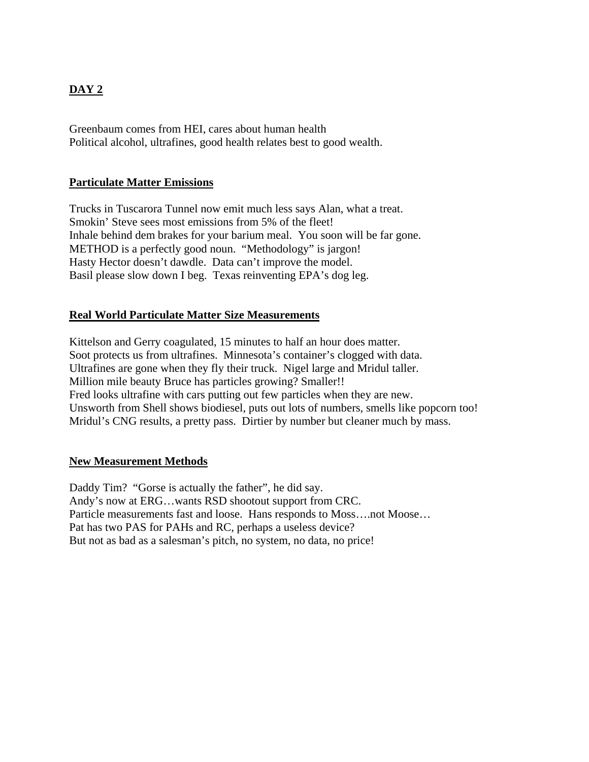## DAY 2

Greenbaum comes from HEI, cares about human health
Political alcohol, ultrafines, good health relates best to good wealth.

### Particulate Matter Emissions

Trucks in Tuscarora Tunnel now emit much less says Alan, what a treat.
Smokin' Steve sees most emissions from 5% of the fleet!
Inhale behind dem brakes for your barium meal. You soon will be far gone.
METHOD is a perfectly good noun. "Methodology" is jargon!
Hasty Hector doesn't dawdle. Data can't improve the model.
Basil please slow down I beg. Texas reinventing EPA's dog leg.

### Real World Particulate Matter Size Measurements

Kittelson and Gerry coagulated, 15 minutes to half an hour does matter.
Soot protects us from ultrafines. Minnesota's container's clogged with data.
Ultrafines are gone when they fly their truck. Nigel large and Mridul taller.
Million mile beauty Bruce has particles growing? Smaller!!
Fred looks ultrafine with cars putting out few particles when they are new.
Unsworth from Shell shows biodiesel, puts out lots of numbers, smells like popcorn too!
Mridul's CNG results, a pretty pass. Dirtier by number but cleaner much by mass.

### New Measurement Methods

Daddy Tim? "Gorse is actually the father", he did say.
Andy's now at ERG…wants RSD shootout support from CRC.
Particle measurements fast and loose. Hans responds to Moss….not Moose…
Pat has two PAS for PAHs and RC, perhaps a useless device?
But not as bad as a salesman's pitch, no system, no data, no price!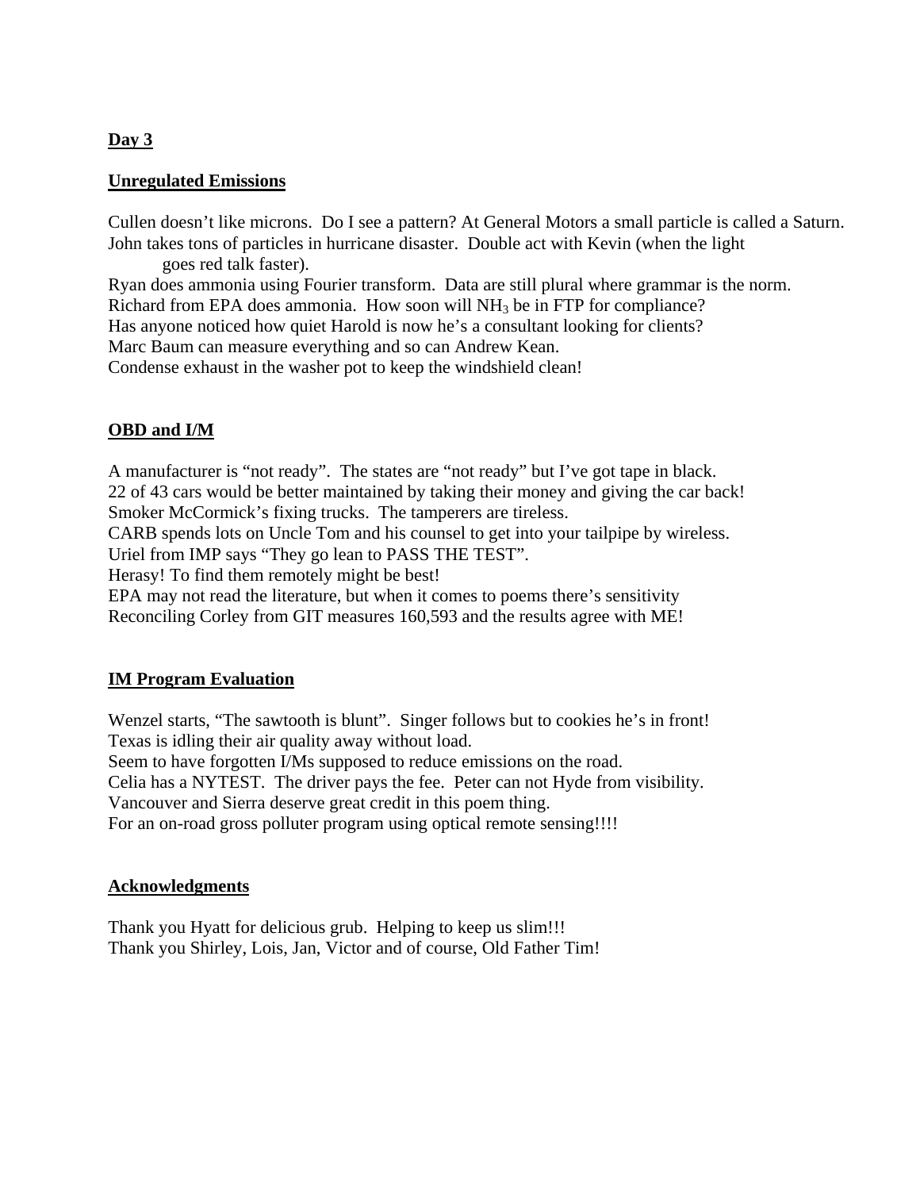**Day 3**

**Unregulated Emissions**

Cullen doesn't like microns. Do I see a pattern? At General Motors a small particle is called a Saturn.
John takes tons of particles in hurricane disaster. Double act with Kevin (when the light
goes red talk faster).
Ryan does ammonia using Fourier transform. Data are still plural where grammar is the norm.
Richard from EPA does ammonia. How soon will $NH_3$ be in FTP for compliance?
Has anyone noticed how quiet Harold is now he's a consultant looking for clients?
Marc Baum can measure everything and so can Andrew Kean.
Condense exhaust in the washer pot to keep the windshield clean!

**OBD and I/M**

A manufacturer is "not ready". The states are "not ready" but I've got tape in black.
22 of 43 cars would be better maintained by taking their money and giving the car back!
Smoker McCormick's fixing trucks. The tamperers are tireless.
CARB spends lots on Uncle Tom and his counsel to get into your tailpipe by wireless.
Uriel from IMP says "They go lean to PASS THE TEST".
Herasy! To find them remotely might be best!
EPA may not read the literature, but when it comes to poems there's sensitivity
Reconciling Corley from GIT measures 160,593 and the results agree with ME!

**IM Program Evaluation**

Wenzel starts, "The sawtooth is blunt". Singer follows but to cookies he's in front!
Texas is idling their air quality away without load.
Seem to have forgotten I/Ms supposed to reduce emissions on the road.
Celia has a NYTEST. The driver pays the fee. Peter can not Hyde from visibility.
Vancouver and Sierra deserve great credit in this poem thing.
For an on-road gross polluter program using optical remote sensing!!!!

**Acknowledgments**

Thank you Hyatt for delicious grub. Helping to keep us slim!!!
Thank you Shirley, Lois, Jan, Victor and of course, Old Father Tim!